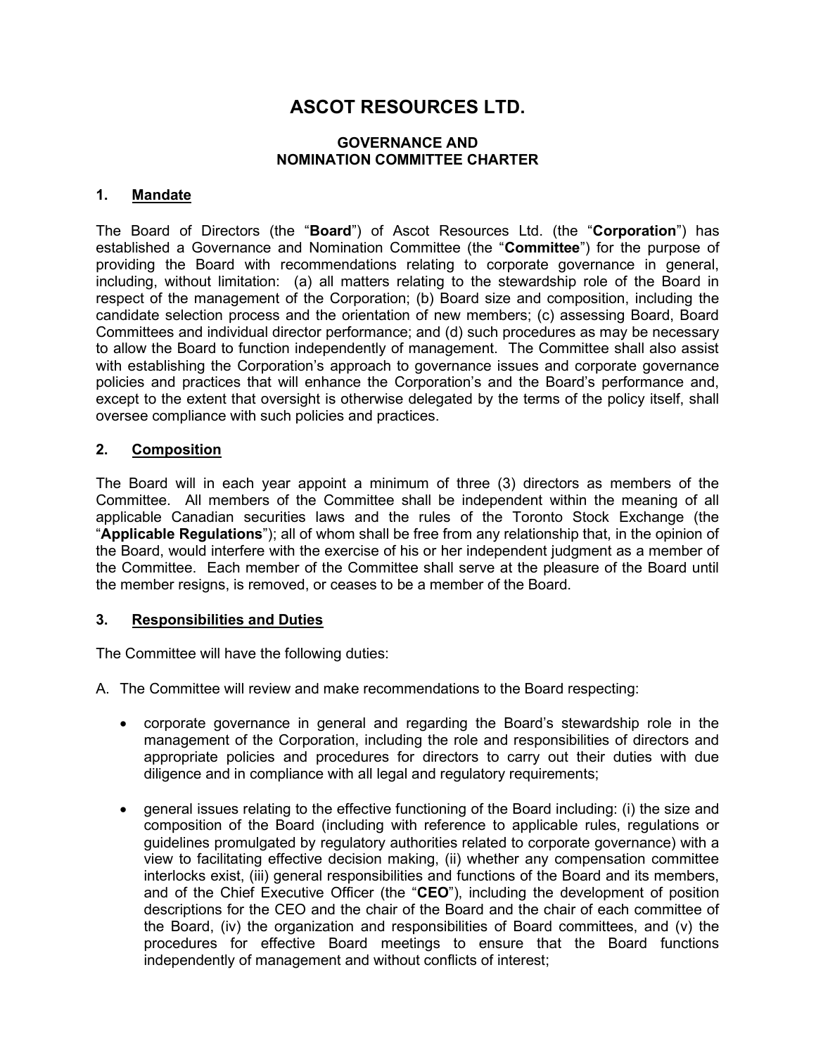# ASCOT RESOURCES LTD.

## GOVERNANCE AND NOMINATION COMMITTEE CHARTER

### 1. Mandate

The Board of Directors (the "**Board**") of Ascot Resources Ltd. (the "**Corporation**") has established a Governance and Nomination Committee (the "**Committee**") for the purpose of providing the Board with recommendations relating to corporate governance in general, including, without limitation: (a) all matters relating to the stewardship role of the Board in respect of the management of the Corporation; (b) Board size and composition, including the candidate selection process and the orientation of new members; (c) assessing Board, Board Committees and individual director performance; and (d) such procedures as may be necessary to allow the Board to function independently of management. The Committee shall also assist with establishing the Corporation's approach to governance issues and corporate governance policies and practices that will enhance the Corporation's and the Board's performance and, except to the extent that oversight is otherwise delegated by the terms of the policy itself, shall oversee compliance with such policies and practices.

### 2. Composition

The Board will in each year appoint a minimum of three (3) directors as members of the Committee. All members of the Committee shall be independent within the meaning of all applicable Canadian securities laws and the rules of the Toronto Stock Exchange (the "**Applicable Regulations**"); all of whom shall be free from any relationship that, in the opinion of the Board, would interfere with the exercise of his or her independent judgment as a member of the Committee. Each member of the Committee shall serve at the pleasure of the Board until the member resigns, is removed, or ceases to be a member of the Board.

### 3. Responsibilities and Duties

The Committee will have the following duties:

A. The Committee will review and make recommendations to the Board respecting:

- corporate governance in general and regarding the Board's stewardship role in the management of the Corporation, including the role and responsibilities of directors and appropriate policies and procedures for directors to carry out their duties with due diligence and in compliance with all legal and regulatory requirements;

- general issues relating to the effective functioning of the Board including: (i) the size and composition of the Board (including with reference to applicable rules, regulations or guidelines promulgated by regulatory authorities related to corporate governance) with a view to facilitating effective decision making, (ii) whether any compensation committee interlocks exist, (iii) general responsibilities and functions of the Board and its members, and of the Chief Executive Officer (the "**CEO**"), including the development of position descriptions for the CEO and the chair of the Board and the chair of each committee of the Board, (iv) the organization and responsibilities of Board committees, and (v) the procedures for effective Board meetings to ensure that the Board functions independently of management and without conflicts of interest;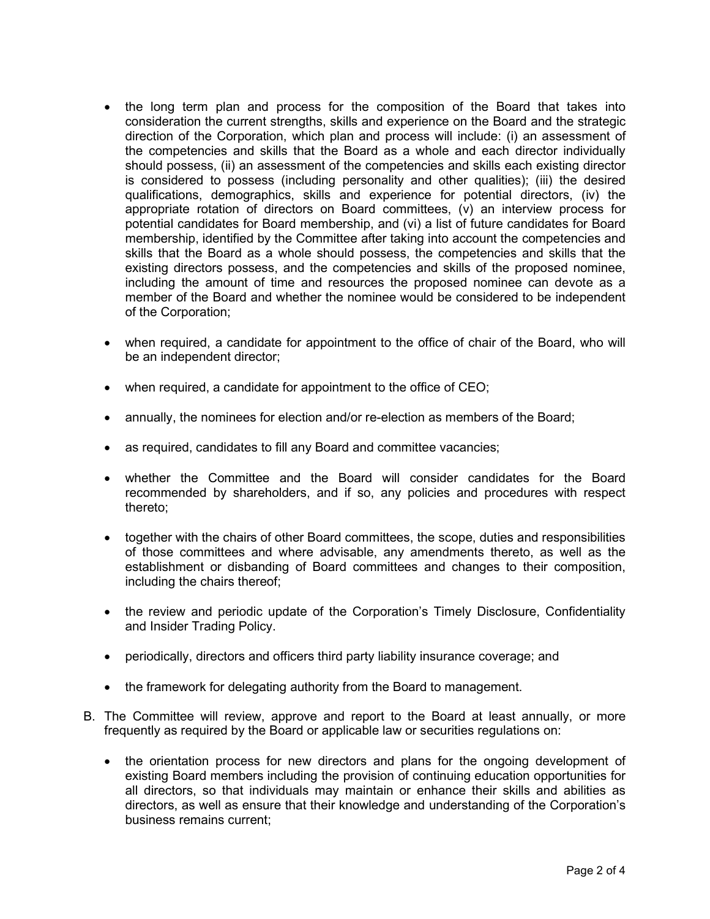- the long term plan and process for the composition of the Board that takes into consideration the current strengths, skills and experience on the Board and the strategic direction of the Corporation, which plan and process will include: (i) an assessment of the competencies and skills that the Board as a whole and each director individually should possess, (ii) an assessment of the competencies and skills each existing director is considered to possess (including personality and other qualities); (iii) the desired qualifications, demographics, skills and experience for potential directors, (iv) the appropriate rotation of directors on Board committees, (v) an interview process for potential candidates for Board membership, and (vi) a list of future candidates for Board membership, identified by the Committee after taking into account the competencies and skills that the Board as a whole should possess, the competencies and skills that the existing directors possess, and the competencies and skills of the proposed nominee, including the amount of time and resources the proposed nominee can devote as a member of the Board and whether the nominee would be considered to be independent of the Corporation;

- when required, a candidate for appointment to the office of chair of the Board, who will be an independent director;

- when required, a candidate for appointment to the office of CEO;

- annually, the nominees for election and/or re-election as members of the Board;

- as required, candidates to fill any Board and committee vacancies;

- whether the Committee and the Board will consider candidates for the Board recommended by shareholders, and if so, any policies and procedures with respect thereto;

- together with the chairs of other Board committees, the scope, duties and responsibilities of those committees and where advisable, any amendments thereto, as well as the establishment or disbanding of Board committees and changes to their composition, including the chairs thereof;

- the review and periodic update of the Corporation's Timely Disclosure, Confidentiality and Insider Trading Policy.

- periodically, directors and officers third party liability insurance coverage; and

- the framework for delegating authority from the Board to management.

B. The Committee will review, approve and report to the Board at least annually, or more frequently as required by the Board or applicable law or securities regulations on:

- the orientation process for new directors and plans for the ongoing development of existing Board members including the provision of continuing education opportunities for all directors, so that individuals may maintain or enhance their skills and abilities as directors, as well as ensure that their knowledge and understanding of the Corporation's business remains current;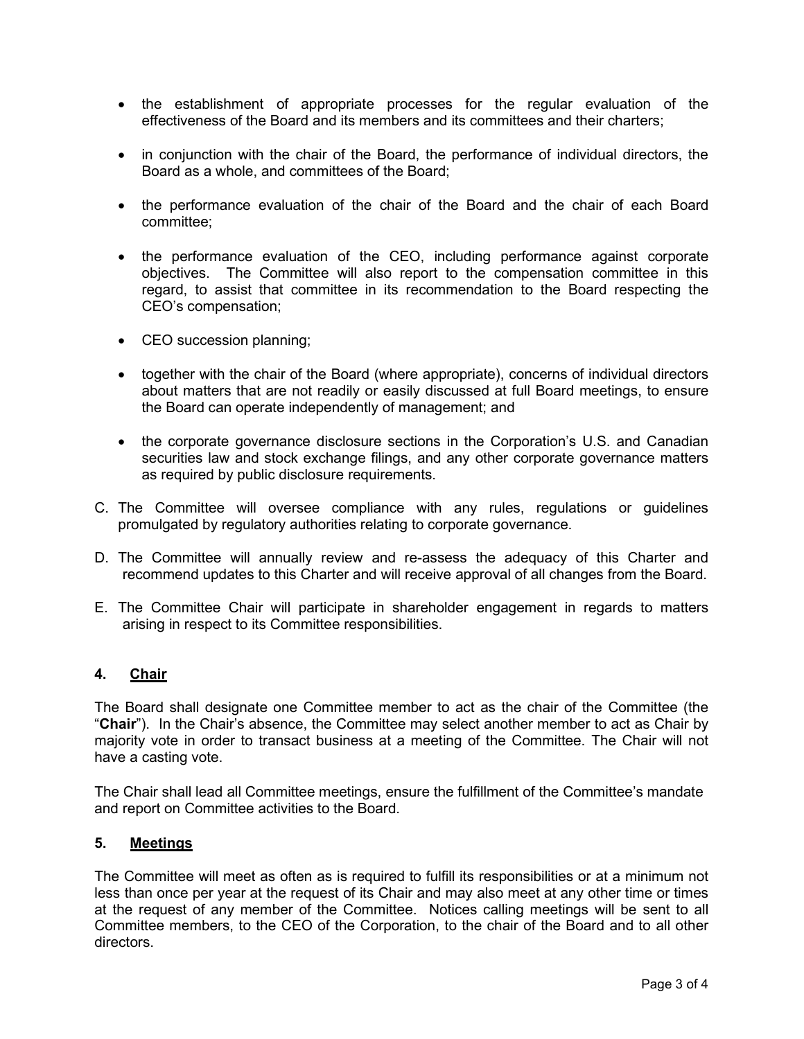- the establishment of appropriate processes for the regular evaluation of the effectiveness of the Board and its members and its committees and their charters;

- in conjunction with the chair of the Board, the performance of individual directors, the Board as a whole, and committees of the Board;

- the performance evaluation of the chair of the Board and the chair of each Board committee;

- the performance evaluation of the CEO, including performance against corporate objectives. The Committee will also report to the compensation committee in this regard, to assist that committee in its recommendation to the Board respecting the CEO's compensation;

- CEO succession planning;

- together with the chair of the Board (where appropriate), concerns of individual directors about matters that are not readily or easily discussed at full Board meetings, to ensure the Board can operate independently of management; and

- the corporate governance disclosure sections in the Corporation's U.S. and Canadian securities law and stock exchange filings, and any other corporate governance matters as required by public disclosure requirements.

C. The Committee will oversee compliance with any rules, regulations or guidelines promulgated by regulatory authorities relating to corporate governance.

D. The Committee will annually review and re-assess the adequacy of this Charter and recommend updates to this Charter and will receive approval of all changes from the Board.

E. The Committee Chair will participate in shareholder engagement in regards to matters arising in respect to its Committee responsibilities.

## 4. Chair

The Board shall designate one Committee member to act as the chair of the Committee (the "**Chair**"). In the Chair's absence, the Committee may select another member to act as Chair by majority vote in order to transact business at a meeting of the Committee. The Chair will not have a casting vote.

The Chair shall lead all Committee meetings, ensure the fulfillment of the Committee's mandate and report on Committee activities to the Board.

## 5. Meetings

The Committee will meet as often as is required to fulfill its responsibilities or at a minimum not less than once per year at the request of its Chair and may also meet at any other time or times at the request of any member of the Committee. Notices calling meetings will be sent to all Committee members, to the CEO of the Corporation, to the chair of the Board and to all other directors.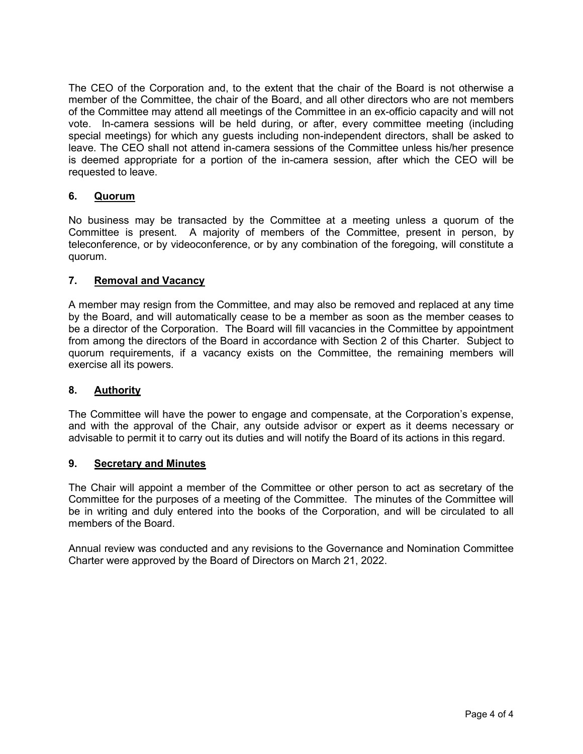The CEO of the Corporation and, to the extent that the chair of the Board is not otherwise a member of the Committee, the chair of the Board, and all other directors who are not members of the Committee may attend all meetings of the Committee in an ex-officio capacity and will not vote. In-camera sessions will be held during, or after, every committee meeting (including special meetings) for which any guests including non-independent directors, shall be asked to leave. The CEO shall not attend in-camera sessions of the Committee unless his/her presence is deemed appropriate for a portion of the in-camera session, after which the CEO will be requested to leave.

### 6. Quorum

No business may be transacted by the Committee at a meeting unless a quorum of the Committee is present. A majority of members of the Committee, present in person, by teleconference, or by videoconference, or by any combination of the foregoing, will constitute a quorum.

### 7. Removal and Vacancy

A member may resign from the Committee, and may also be removed and replaced at any time by the Board, and will automatically cease to be a member as soon as the member ceases to be a director of the Corporation. The Board will fill vacancies in the Committee by appointment from among the directors of the Board in accordance with Section 2 of this Charter. Subject to quorum requirements, if a vacancy exists on the Committee, the remaining members will exercise all its powers.

### 8. Authority

The Committee will have the power to engage and compensate, at the Corporation's expense, and with the approval of the Chair, any outside advisor or expert as it deems necessary or advisable to permit it to carry out its duties and will notify the Board of its actions in this regard.

### 9. Secretary and Minutes

The Chair will appoint a member of the Committee or other person to act as secretary of the Committee for the purposes of a meeting of the Committee. The minutes of the Committee will be in writing and duly entered into the books of the Corporation, and will be circulated to all members of the Board.

Annual review was conducted and any revisions to the Governance and Nomination Committee Charter were approved by the Board of Directors on March 21, 2022.